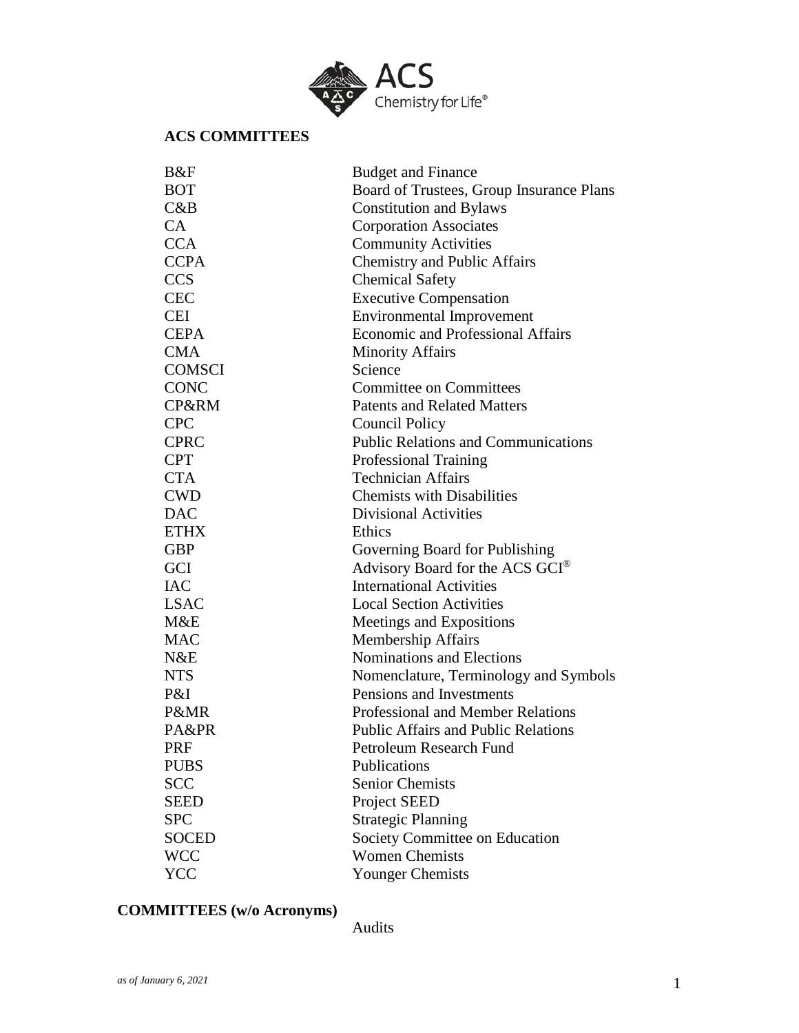## ACS COMMITTEES

| | |
|---|---|
| B&F | Budget and Finance |
| BOT | Board of Trustees, Group Insurance Plans |
| C&B | Constitution and Bylaws |
| CA | Corporation Associates |
| CCA | Community Activities |
| CCPA | Chemistry and Public Affairs |
| CCS | Chemical Safety |
| CEC | Executive Compensation |
| CEI | Environmental Improvement |
| CEPA | Economic and Professional Affairs |
| CMA | Minority Affairs |
| COMSCI | Science |
| CONC | Committee on Committees |
| CP&RM | Patents and Related Matters |
| CPC | Council Policy |
| CPRC | Public Relations and Communications |
| CPT | Professional Training |
| CTA | Technician Affairs |
| CWD | Chemists with Disabilities |
| DAC | Divisional Activities |
| ETHX | Ethics |
| GBP | Governing Board for Publishing |
| GCI | Advisory Board for the ACS GCI® |
| IAC | International Activities |
| LSAC | Local Section Activities |
| M&E | Meetings and Expositions |
| MAC | Membership Affairs |
| N&E | Nominations and Elections |
| NTS | Nomenclature, Terminology and Symbols |
| P&I | Pensions and Investments |
| P&MR | Professional and Member Relations |
| PA&PR | Public Affairs and Public Relations |
| PRF | Petroleum Research Fund |
| PUBS | Publications |
| SCC | Senior Chemists |
| SEED | Project SEED |
| SPC | Strategic Planning |
| SOCED | Society Committee on Education |
| WCC | Women Chemists |
| YCC | Younger Chemists |

## COMMITTEES (w/o Acronyms)

Audits

*as of January 6, 2021*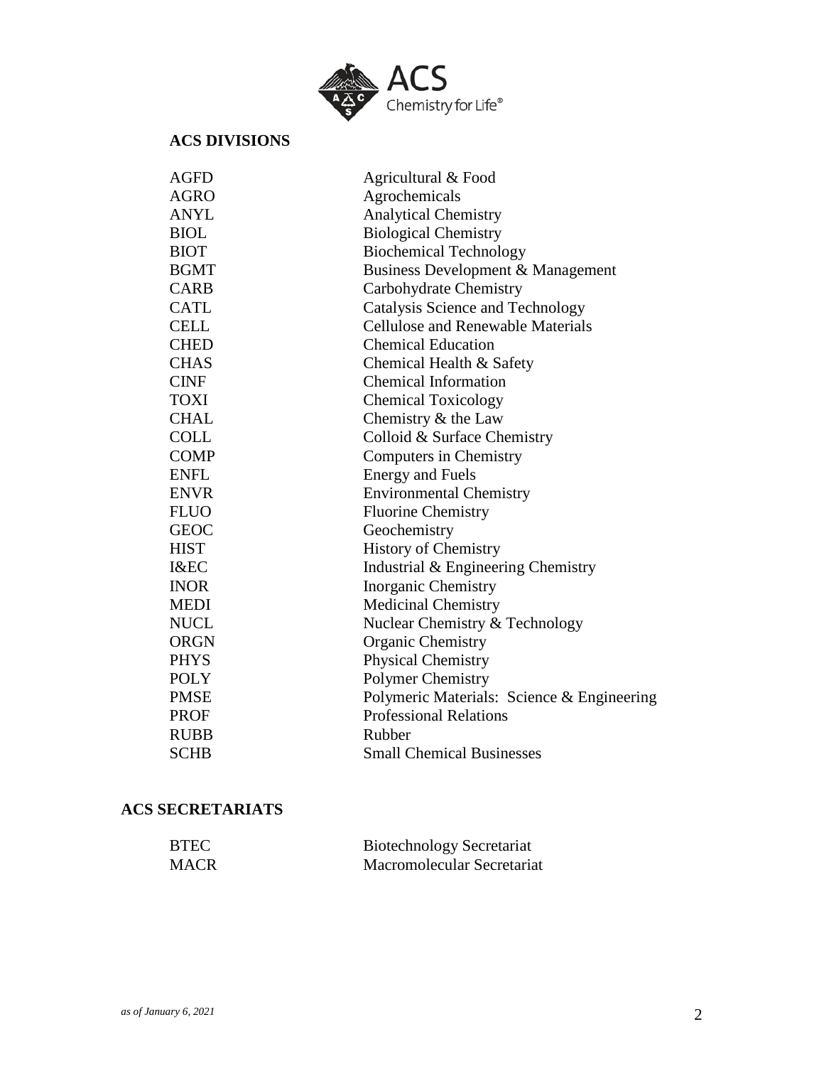## ACS DIVISIONS

| | |
|---|---|
| AGFD | Agricultural & Food |
| AGRO | Agrochemicals |
| ANYL | Analytical Chemistry |
| BIOL | Biological Chemistry |
| BIOT | Biochemical Technology |
| BGMT | Business Development & Management |
| CARB | Carbohydrate Chemistry |
| CATL | Catalysis Science and Technology |
| CELL | Cellulose and Renewable Materials |
| CHED | Chemical Education |
| CHAS | Chemical Health & Safety |
| CINF | Chemical Information |
| TOXI | Chemical Toxicology |
| CHAL | Chemistry & the Law |
| COLL | Colloid & Surface Chemistry |
| COMP | Computers in Chemistry |
| ENFL | Energy and Fuels |
| ENVR | Environmental Chemistry |
| FLUO | Fluorine Chemistry |
| GEOC | Geochemistry |
| HIST | History of Chemistry |
| I&EC | Industrial & Engineering Chemistry |
| INOR | Inorganic Chemistry |
| MEDI | Medicinal Chemistry |
| NUCL | Nuclear Chemistry & Technology |
| ORGN | Organic Chemistry |
| PHYS | Physical Chemistry |
| POLY | Polymer Chemistry |
| PMSE | Polymeric Materials: Science & Engineering |
| PROF | Professional Relations |
| RUBB | Rubber |
| SCHB | Small Chemical Businesses |

## ACS SECRETARIATS

| | |
|---|---|
| BTEC | Biotechnology Secretariat |
| MACR | Macromolecular Secretariat |

*as of January 6, 2021*